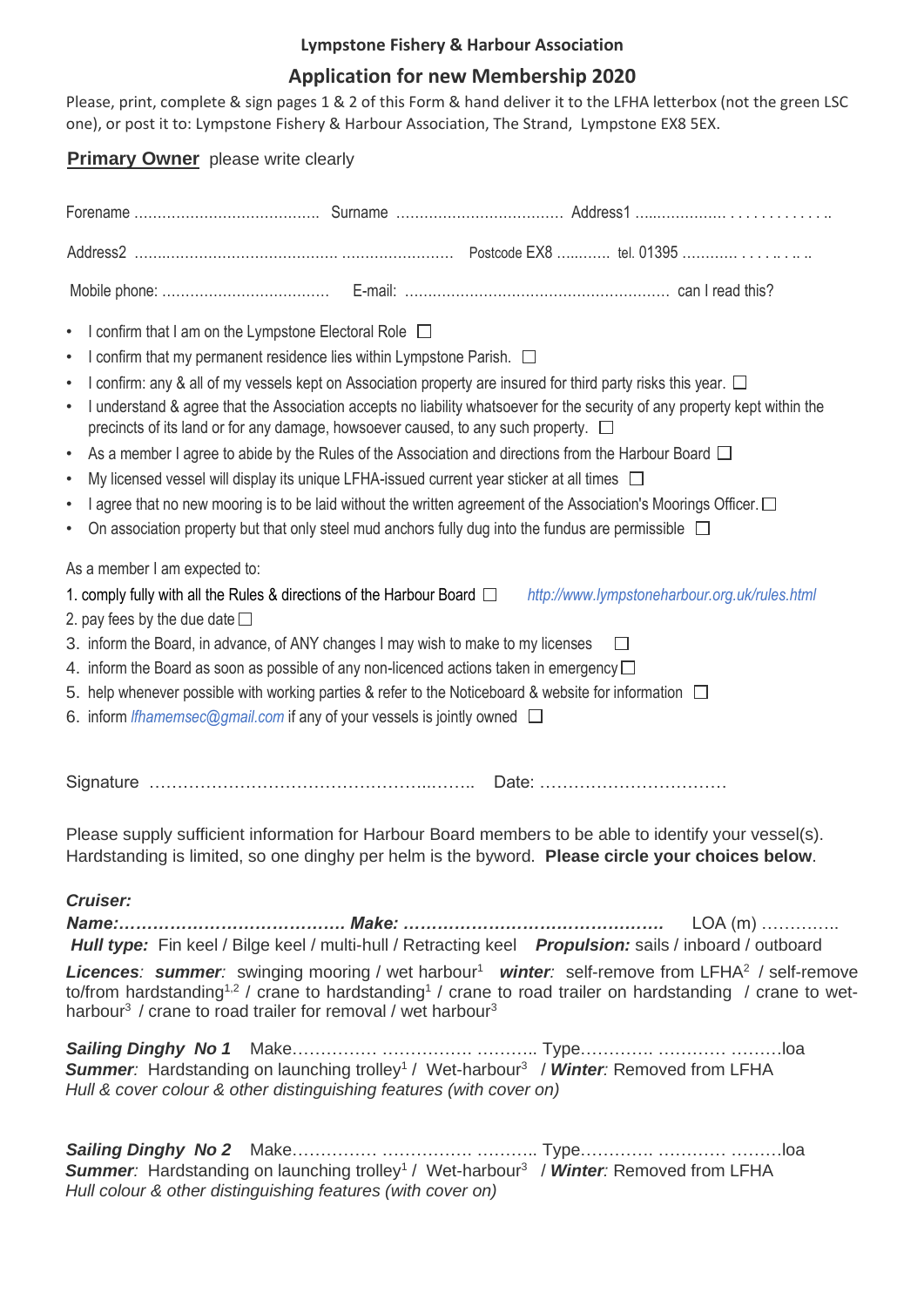# Lympstone Fishery & Harbour Association

## Application for new Membership 2020

Please, print, complete & sign pages 1 & 2 of this Form & hand deliver it to the LFHA letterbox (not the green LSC one), or post it to: Lympstone Fishery & Harbour Association, The Strand, Lympstone EX8 5EX.

**Primary Owner** please write clearly

Forename ……………………………….. Surname …………………………….. Address1 ………………. . . . . . . . . . . . ..

Address2 ……………………………………. …………………… Postcode EX8 ……….. tel. 01395 ……….. . . . . .. . .. ..

Mobile phone: ……………………………. E-mail: ……………………………………………… can I read this?

- I confirm that I am on the Lympstone Electoral Role ☐
- I confirm that my permanent residence lies within Lympstone Parish. ☐
- I confirm: any & all of my vessels kept on Association property are insured for third party risks this year. ☐
- I understand & agree that the Association accepts no liability whatsoever for the security of any property kept within the precincts of its land or for any damage, howsoever caused, to any such property. ☐
- As a member I agree to abide by the Rules of the Association and directions from the Harbour Board ☐
- My licensed vessel will display its unique LFHA-issued current year sticker at all times ☐
- I agree that no new mooring is to be laid without the written agreement of the Association's Moorings Officer. ☐
- On association property but that only steel mud anchors fully dug into the fundus are permissible ☐

As a member I am expected to:

1. comply fully with all the Rules & directions of the Harbour Board ☐ *http://www.lympstoneharbour.org.uk/rules.html*
2. pay fees by the due date ☐
3. inform the Board, in advance, of ANY changes I may wish to make to my licenses ☐
4. inform the Board as soon as possible of any non-licenced actions taken in emergency ☐
5. help whenever possible with working parties & refer to the Noticeboard & website for information ☐
6. inform *lfhamemsec@gmail.com* if any of your vessels is jointly owned ☐

Signature ……………………………………………..…….. Date: ……………………………

Please supply sufficient information for Harbour Board members to be able to identify your vessel(s). Hardstanding is limited, so one dinghy per helm is the byword. **Please circle your choices below**.

***Cruiser:***

***Name:…………………………………. Make: ………………………………………*** LOA (m) …………..

***Hull type:*** Fin keel / Bilge keel / multi-hull / Retracting keel ***Propulsion:*** sails / inboard / outboard

***Licences***: ***summer***: swinging mooring / wet harbour[1] ***winter***: self-remove from LFHA[2] / self-remove to/from hardstanding[1,2] / crane to hardstanding[1] / crane to road trailer on hardstanding / crane to wet-harbour[3] / crane to road trailer for removal / wet harbour[3]

***Sailing Dinghy No 1*** Make…………… ……………. ……….. Type………… ………… ………loa
***Summer***: Hardstanding on launching trolley[1] / Wet-harbour[3] / ***Winter***: Removed from LFHA
*Hull & cover colour & other distinguishing features (with cover on)*

***Sailing Dinghy No 2*** Make…………… ……………. ……….. Type………… ………… ………loa
***Summer***: Hardstanding on launching trolley[1] / Wet-harbour[3] / ***Winter***: Removed from LFHA
*Hull colour & other distinguishing features (with cover on)*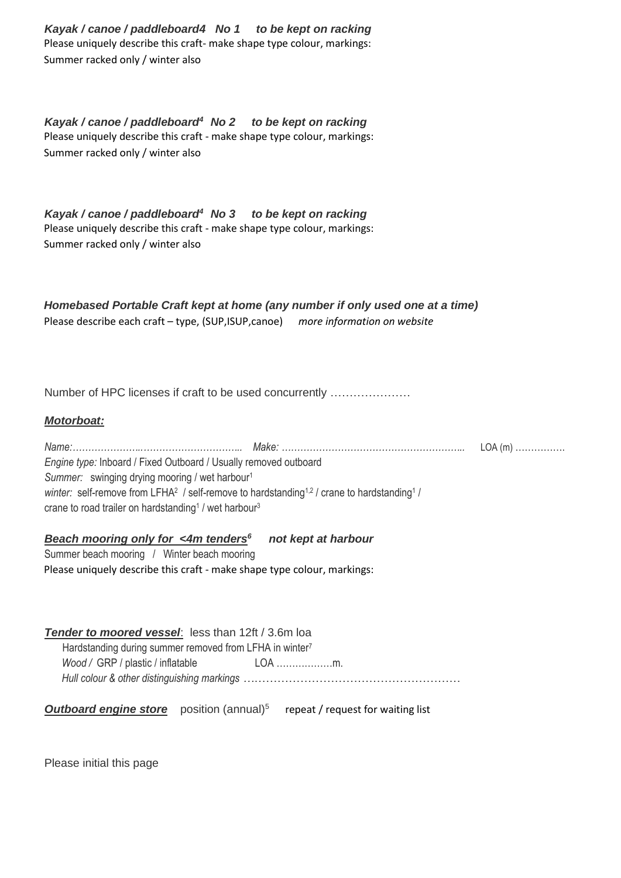***Kayak / canoe / paddleboard4 No 1 to be kept on racking***

Please uniquely describe this craft- make shape type colour, markings:

Summer racked only / winter also

***Kayak / canoe / paddleboard[4] No 2 to be kept on racking***

Please uniquely describe this craft - make shape type colour, markings:

Summer racked only / winter also

***Kayak / canoe / paddleboard[4] No 3 to be kept on racking***

Please uniquely describe this craft - make shape type colour, markings:

Summer racked only / winter also

***Homebased Portable Craft kept at home (any number if only used one at a time)***

Please describe each craft – type, (SUP,ISUP,canoe) *more information on website*

Number of HPC licenses if craft to be used concurrently …………………

***Motorboat:***

*Name:*……………….………………………….. *Make:* ………………………………………………….. LOA (m) …………….

*Engine type:* Inboard / Fixed Outboard / Usually removed outboard

*Summer:* swinging drying mooring / wet harbour[1]

*winter:* self-remove from LFHA[2] / self-remove to hardstanding[1,2] / crane to hardstanding[1] / crane to road trailer on hardstanding[1] / wet harbour[3]

***Beach mooring only for <4m tenders[6] not kept at harbour***

Summer beach mooring / Winter beach mooring

Please uniquely describe this craft - make shape type colour, markings:

***Tender to moored vessel***: less than 12ft / 3.6m loa

Hardstanding during summer removed from LFHA in winter[7]

*Wood /* GRP / plastic / inflatable LOA ………………m.

*Hull colour & other distinguishing markings* …………………………………………………

***Outboard engine store*** position (annual)[5] repeat / request for waiting list

Please initial this page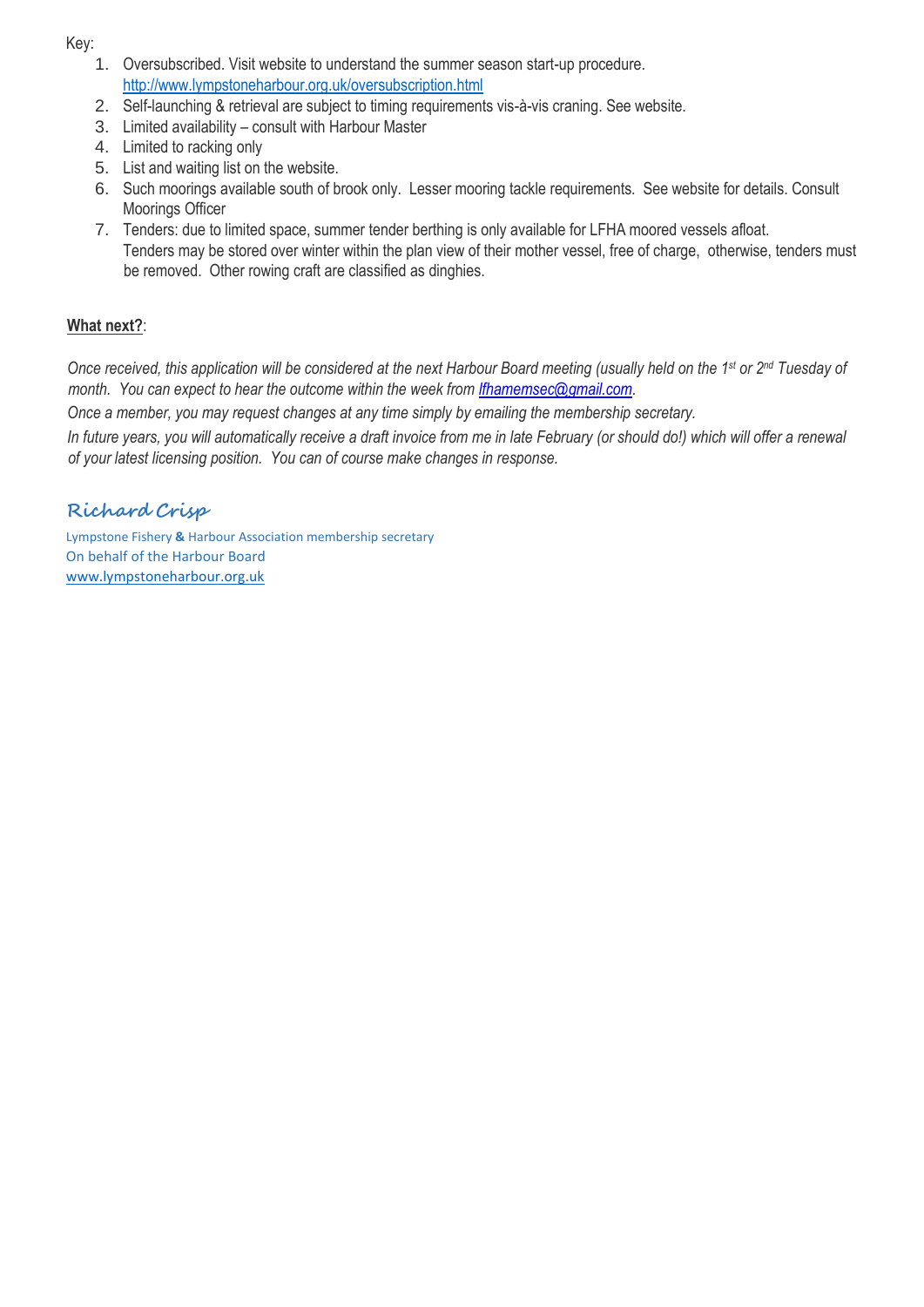Key:

1. Oversubscribed. Visit website to understand the summer season start-up procedure. http://www.lympstoneharbour.org.uk/oversubscription.html
2. Self-launching & retrieval are subject to timing requirements vis-à-vis craning. See website.
3. Limited availability – consult with Harbour Master
4. Limited to racking only
5. List and waiting list on the website.
6. Such moorings available south of brook only. Lesser mooring tackle requirements. See website for details. Consult Moorings Officer
7. Tenders: due to limited space, summer tender berthing is only available for LFHA moored vessels afloat. Tenders may be stored over winter within the plan view of their mother vessel, free of charge, otherwise, tenders must be removed. Other rowing craft are classified as dinghies.

**What next?**:

*Once received, this application will be considered at the next Harbour Board meeting (usually held on the 1st or 2nd Tuesday of month. You can expect to hear the outcome within the week from lfhamemsec@gmail.com.*

*Once a member, you may request changes at any time simply by emailing the membership secretary.*

*In future years, you will automatically receive a draft invoice from me in late February (or should do!) which will offer a renewal of your latest licensing position. You can of course make changes in response.*

**Richard Crisp**

Lympstone Fishery & Harbour Association membership secretary

On behalf of the Harbour Board

www.lympstoneharbour.org.uk